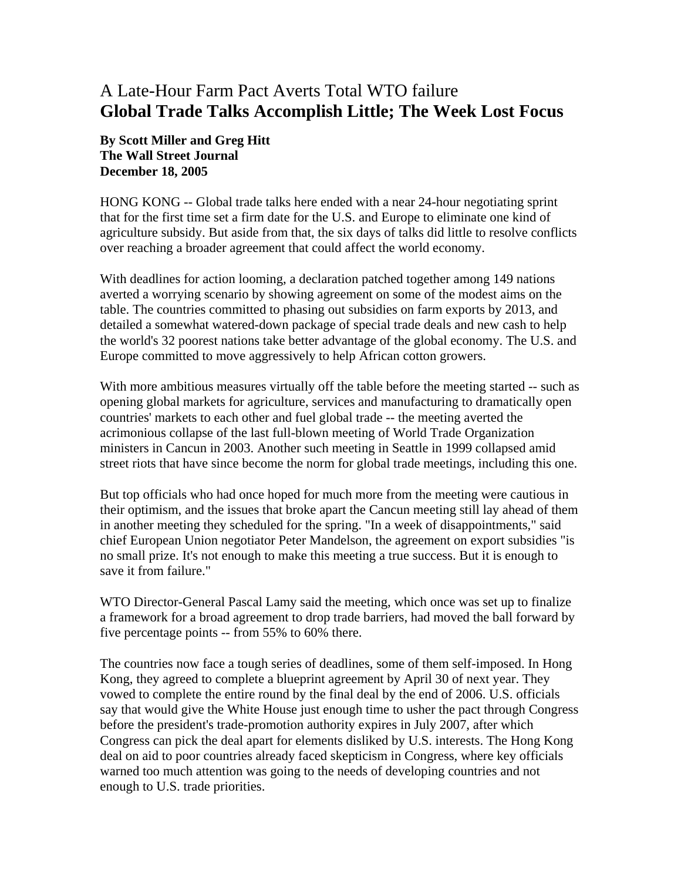# A Late-Hour Farm Pact Averts Total WTO failure
## Global Trade Talks Accomplish Little; The Week Lost Focus

**By Scott Miller and Greg Hitt**
**The Wall Street Journal**
**December 18, 2005**

HONG KONG -- Global trade talks here ended with a near 24-hour negotiating sprint that for the first time set a firm date for the U.S. and Europe to eliminate one kind of agriculture subsidy. But aside from that, the six days of talks did little to resolve conflicts over reaching a broader agreement that could affect the world economy.

With deadlines for action looming, a declaration patched together among 149 nations averted a worrying scenario by showing agreement on some of the modest aims on the table. The countries committed to phasing out subsidies on farm exports by 2013, and detailed a somewhat watered-down package of special trade deals and new cash to help the world's 32 poorest nations take better advantage of the global economy. The U.S. and Europe committed to move aggressively to help African cotton growers.

With more ambitious measures virtually off the table before the meeting started -- such as opening global markets for agriculture, services and manufacturing to dramatically open countries' markets to each other and fuel global trade -- the meeting averted the acrimonious collapse of the last full-blown meeting of World Trade Organization ministers in Cancun in 2003. Another such meeting in Seattle in 1999 collapsed amid street riots that have since become the norm for global trade meetings, including this one.

But top officials who had once hoped for much more from the meeting were cautious in their optimism, and the issues that broke apart the Cancun meeting still lay ahead of them in another meeting they scheduled for the spring. "In a week of disappointments," said chief European Union negotiator Peter Mandelson, the agreement on export subsidies "is no small prize. It's not enough to make this meeting a true success. But it is enough to save it from failure."

WTO Director-General Pascal Lamy said the meeting, which once was set up to finalize a framework for a broad agreement to drop trade barriers, had moved the ball forward by five percentage points -- from 55% to 60% there.

The countries now face a tough series of deadlines, some of them self-imposed. In Hong Kong, they agreed to complete a blueprint agreement by April 30 of next year. They vowed to complete the entire round by the final deal by the end of 2006. U.S. officials say that would give the White House just enough time to usher the pact through Congress before the president's trade-promotion authority expires in July 2007, after which Congress can pick the deal apart for elements disliked by U.S. interests. The Hong Kong deal on aid to poor countries already faced skepticism in Congress, where key officials warned too much attention was going to the needs of developing countries and not enough to U.S. trade priorities.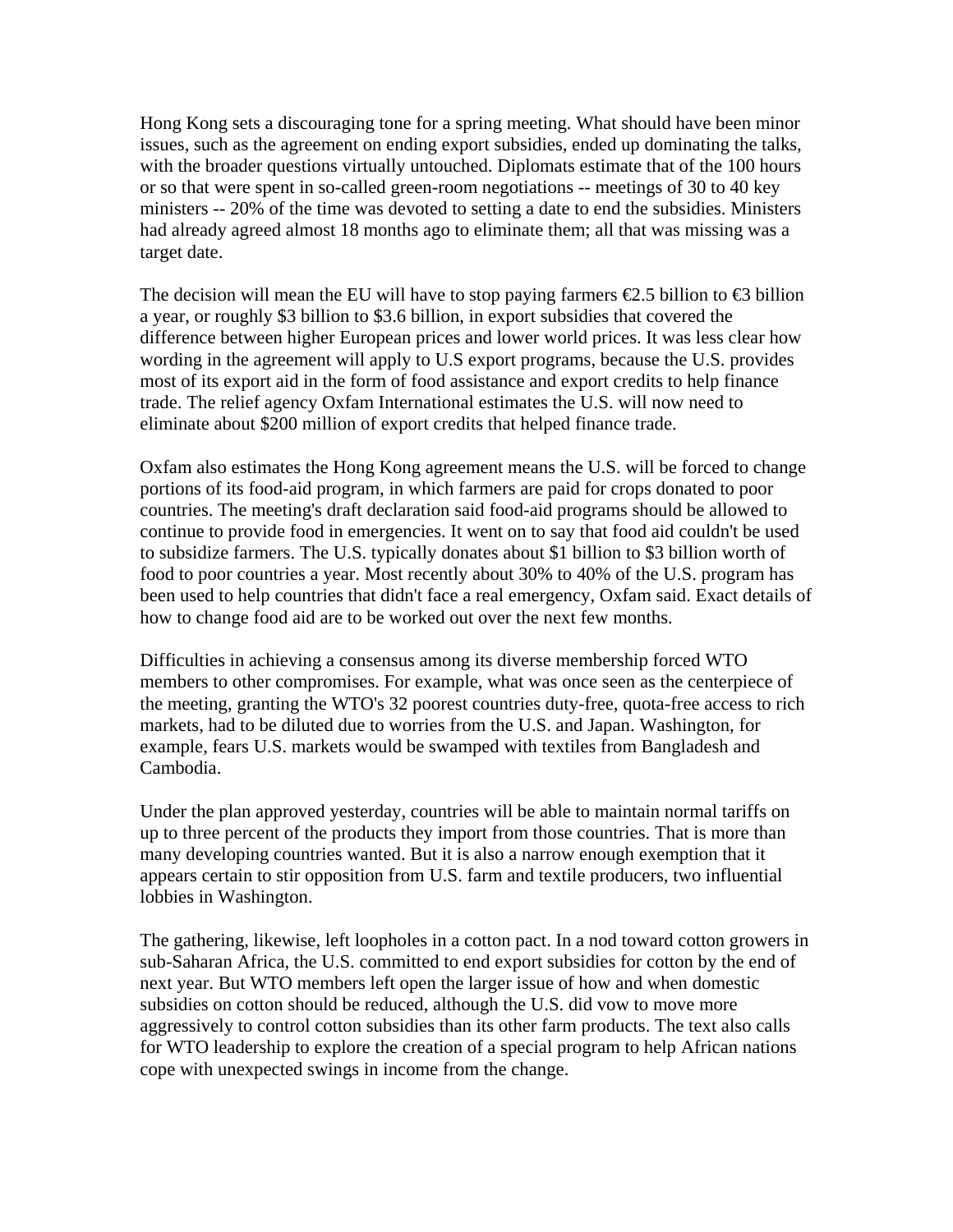Hong Kong sets a discouraging tone for a spring meeting. What should have been minor issues, such as the agreement on ending export subsidies, ended up dominating the talks, with the broader questions virtually untouched. Diplomats estimate that of the 100 hours or so that were spent in so-called green-room negotiations -- meetings of 30 to 40 key ministers -- 20% of the time was devoted to setting a date to end the subsidies. Ministers had already agreed almost 18 months ago to eliminate them; all that was missing was a target date.

The decision will mean the EU will have to stop paying farmers €2.5 billion to €3 billion a year, or roughly $3 billion to $3.6 billion, in export subsidies that covered the difference between higher European prices and lower world prices. It was less clear how wording in the agreement will apply to U.S export programs, because the U.S. provides most of its export aid in the form of food assistance and export credits to help finance trade. The relief agency Oxfam International estimates the U.S. will now need to eliminate about $200 million of export credits that helped finance trade.

Oxfam also estimates the Hong Kong agreement means the U.S. will be forced to change portions of its food-aid program, in which farmers are paid for crops donated to poor countries. The meeting's draft declaration said food-aid programs should be allowed to continue to provide food in emergencies. It went on to say that food aid couldn't be used to subsidize farmers. The U.S. typically donates about $1 billion to $3 billion worth of food to poor countries a year. Most recently about 30% to 40% of the U.S. program has been used to help countries that didn't face a real emergency, Oxfam said. Exact details of how to change food aid are to be worked out over the next few months.

Difficulties in achieving a consensus among its diverse membership forced WTO members to other compromises. For example, what was once seen as the centerpiece of the meeting, granting the WTO's 32 poorest countries duty-free, quota-free access to rich markets, had to be diluted due to worries from the U.S. and Japan. Washington, for example, fears U.S. markets would be swamped with textiles from Bangladesh and Cambodia.

Under the plan approved yesterday, countries will be able to maintain normal tariffs on up to three percent of the products they import from those countries. That is more than many developing countries wanted. But it is also a narrow enough exemption that it appears certain to stir opposition from U.S. farm and textile producers, two influential lobbies in Washington.

The gathering, likewise, left loopholes in a cotton pact. In a nod toward cotton growers in sub-Saharan Africa, the U.S. committed to end export subsidies for cotton by the end of next year. But WTO members left open the larger issue of how and when domestic subsidies on cotton should be reduced, although the U.S. did vow to move more aggressively to control cotton subsidies than its other farm products. The text also calls for WTO leadership to explore the creation of a special program to help African nations cope with unexpected swings in income from the change.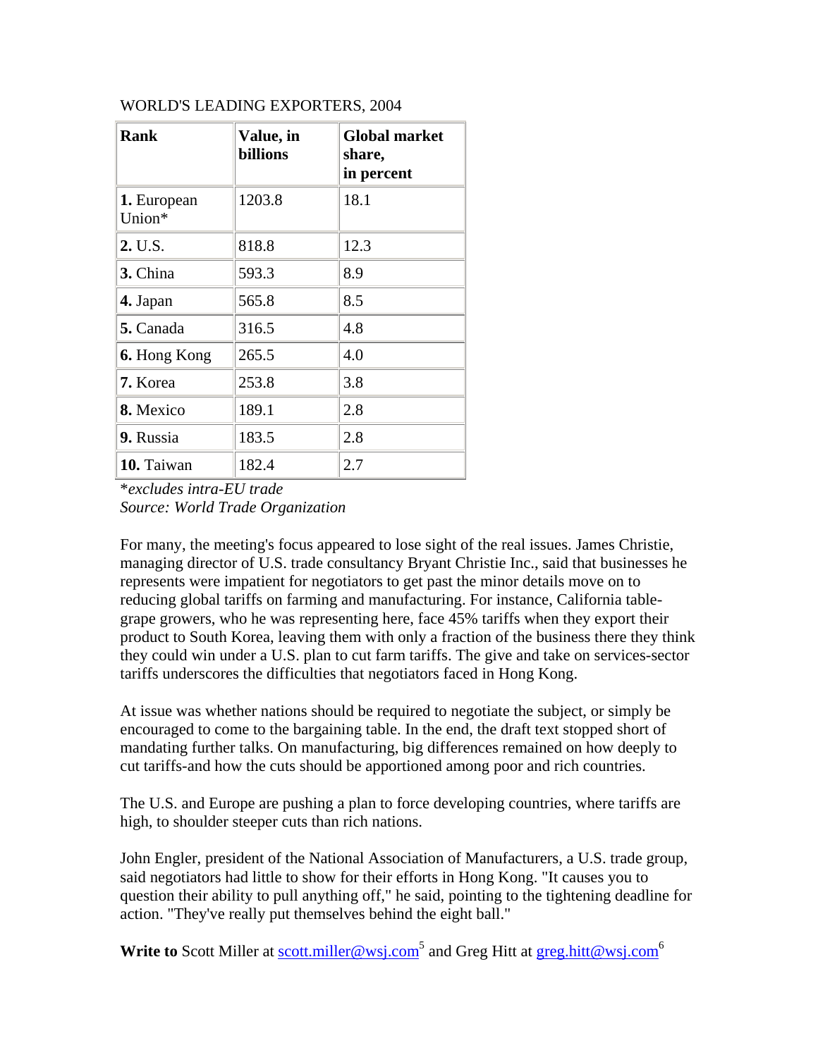WORLD'S LEADING EXPORTERS, 2004

| Rank | Value, in billions | Global market share, in percent |
| --- | --- | --- |
| **1.** European Union* | 1203.8 | 18.1 |
| **2.** U.S. | 818.8 | 12.3 |
| **3.** China | 593.3 | 8.9 |
| **4.** Japan | 565.8 | 8.5 |
| **5.** Canada | 316.5 | 4.8 |
| **6.** Hong Kong | 265.5 | 4.0 |
| **7.** Korea | 253.8 | 3.8 |
| **8.** Mexico | 189.1 | 2.8 |
| **9.** Russia | 183.5 | 2.8 |
| **10.** Taiwan | 182.4 | 2.7 |

**excludes intra-EU trade*
*Source: World Trade Organization*

For many, the meeting's focus appeared to lose sight of the real issues. James Christie, managing director of U.S. trade consultancy Bryant Christie Inc., said that businesses he represents were impatient for negotiators to get past the minor details move on to reducing global tariffs on farming and manufacturing. For instance, California table-grape growers, who he was representing here, face 45% tariffs when they export their product to South Korea, leaving them with only a fraction of the business there they think they could win under a U.S. plan to cut farm tariffs. The give and take on services-sector tariffs underscores the difficulties that negotiators faced in Hong Kong.

At issue was whether nations should be required to negotiate the subject, or simply be encouraged to come to the bargaining table. In the end, the draft text stopped short of mandating further talks. On manufacturing, big differences remained on how deeply to cut tariffs-and how the cuts should be apportioned among poor and rich countries.

The U.S. and Europe are pushing a plan to force developing countries, where tariffs are high, to shoulder steeper cuts than rich nations.

John Engler, president of the National Association of Manufacturers, a U.S. trade group, said negotiators had little to show for their efforts in Hong Kong. "It causes you to question their ability to pull anything off," he said, pointing to the tightening deadline for action. "They've really put themselves behind the eight ball."

**Write to** Scott Miller at scott.miller@wsj.com[5] and Greg Hitt at greg.hitt@wsj.com[6]